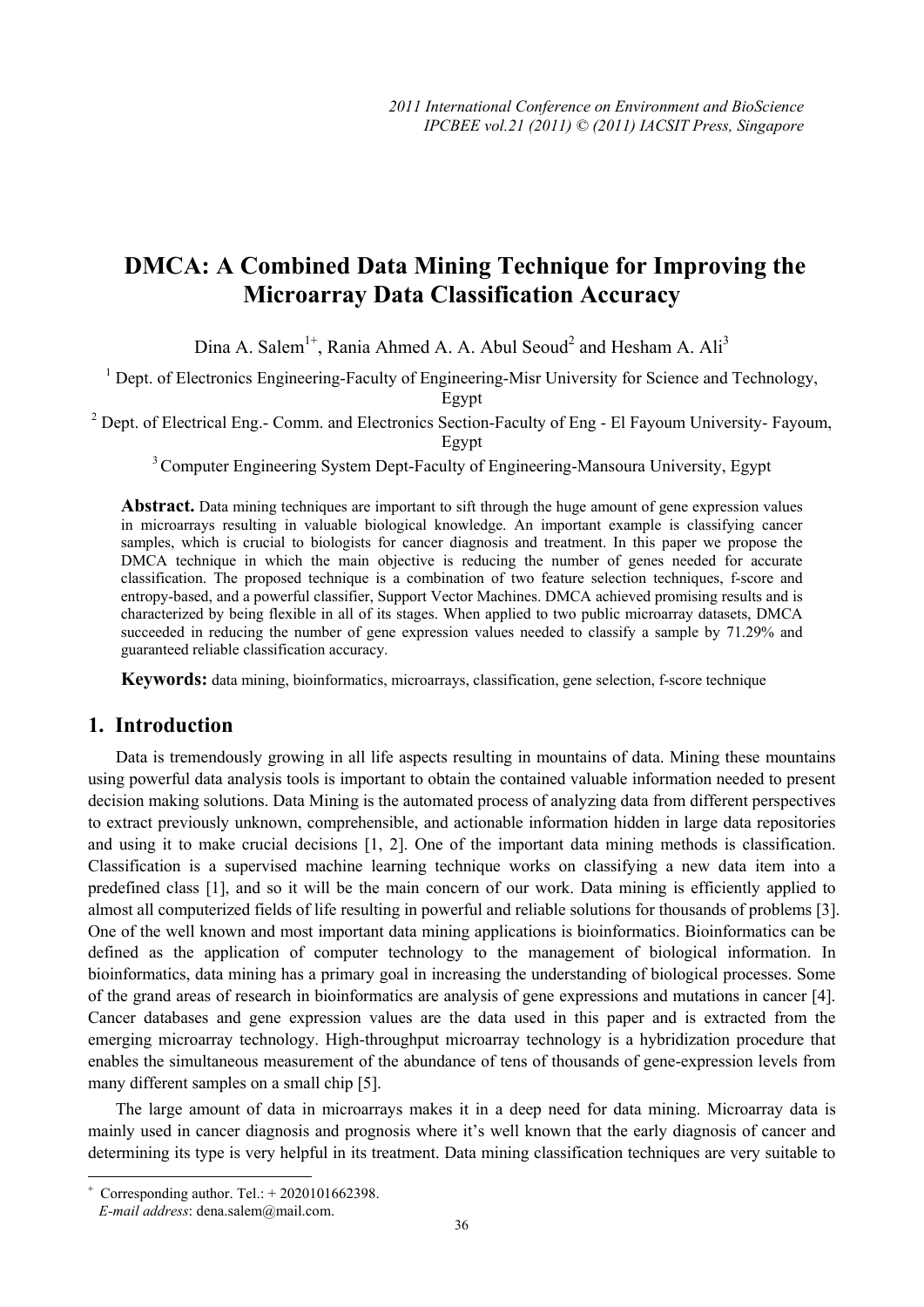# DMCA: A Combined Data Mining Technique for Improving the Microarray Data Classification Accuracy

Dina A. Salem[1+], Rania Ahmed A. A. Abul Seoud[2] and Hesham A. Ali[3]

[1] Dept. of Electronics Engineering-Faculty of Engineering-Misr University for Science and Technology, Egypt

[2] Dept. of Electrical Eng.- Comm. and Electronics Section-Faculty of Eng - El Fayoum University- Fayoum, Egypt

[3] Computer Engineering System Dept-Faculty of Engineering-Mansoura University, Egypt

**Abstract.** Data mining techniques are important to sift through the huge amount of gene expression values in microarrays resulting in valuable biological knowledge. An important example is classifying cancer samples, which is crucial to biologists for cancer diagnosis and treatment. In this paper we propose the DMCA technique in which the main objective is reducing the number of genes needed for accurate classification. The proposed technique is a combination of two feature selection techniques, f-score and entropy-based, and a powerful classifier, Support Vector Machines. DMCA achieved promising results and is characterized by being flexible in all of its stages. When applied to two public microarray datasets, DMCA succeeded in reducing the number of gene expression values needed to classify a sample by 71.29% and guaranteed reliable classification accuracy.

**Keywords:** data mining, bioinformatics, microarrays, classification, gene selection, f-score technique

## 1. Introduction

Data is tremendously growing in all life aspects resulting in mountains of data. Mining these mountains using powerful data analysis tools is important to obtain the contained valuable information needed to present decision making solutions. Data Mining is the automated process of analyzing data from different perspectives to extract previously unknown, comprehensible, and actionable information hidden in large data repositories and using it to make crucial decisions [1, 2]. One of the important data mining methods is classification. Classification is a supervised machine learning technique works on classifying a new data item into a predefined class [1], and so it will be the main concern of our work. Data mining is efficiently applied to almost all computerized fields of life resulting in powerful and reliable solutions for thousands of problems [3]. One of the well known and most important data mining applications is bioinformatics. Bioinformatics can be defined as the application of computer technology to the management of biological information. In bioinformatics, data mining has a primary goal in increasing the understanding of biological processes. Some of the grand areas of research in bioinformatics are analysis of gene expressions and mutations in cancer [4]. Cancer databases and gene expression values are the data used in this paper and is extracted from the emerging microarray technology. High-throughput microarray technology is a hybridization procedure that enables the simultaneous measurement of the abundance of tens of thousands of gene-expression levels from many different samples on a small chip [5].

The large amount of data in microarrays makes it in a deep need for data mining. Microarray data is mainly used in cancer diagnosis and prognosis where it's well known that the early diagnosis of cancer and determining its type is very helpful in its treatment. Data mining classification techniques are very suitable to

---

+ Corresponding author. Tel.: + 2020101662398.
*E-mail address*: dena.salem@mail.com.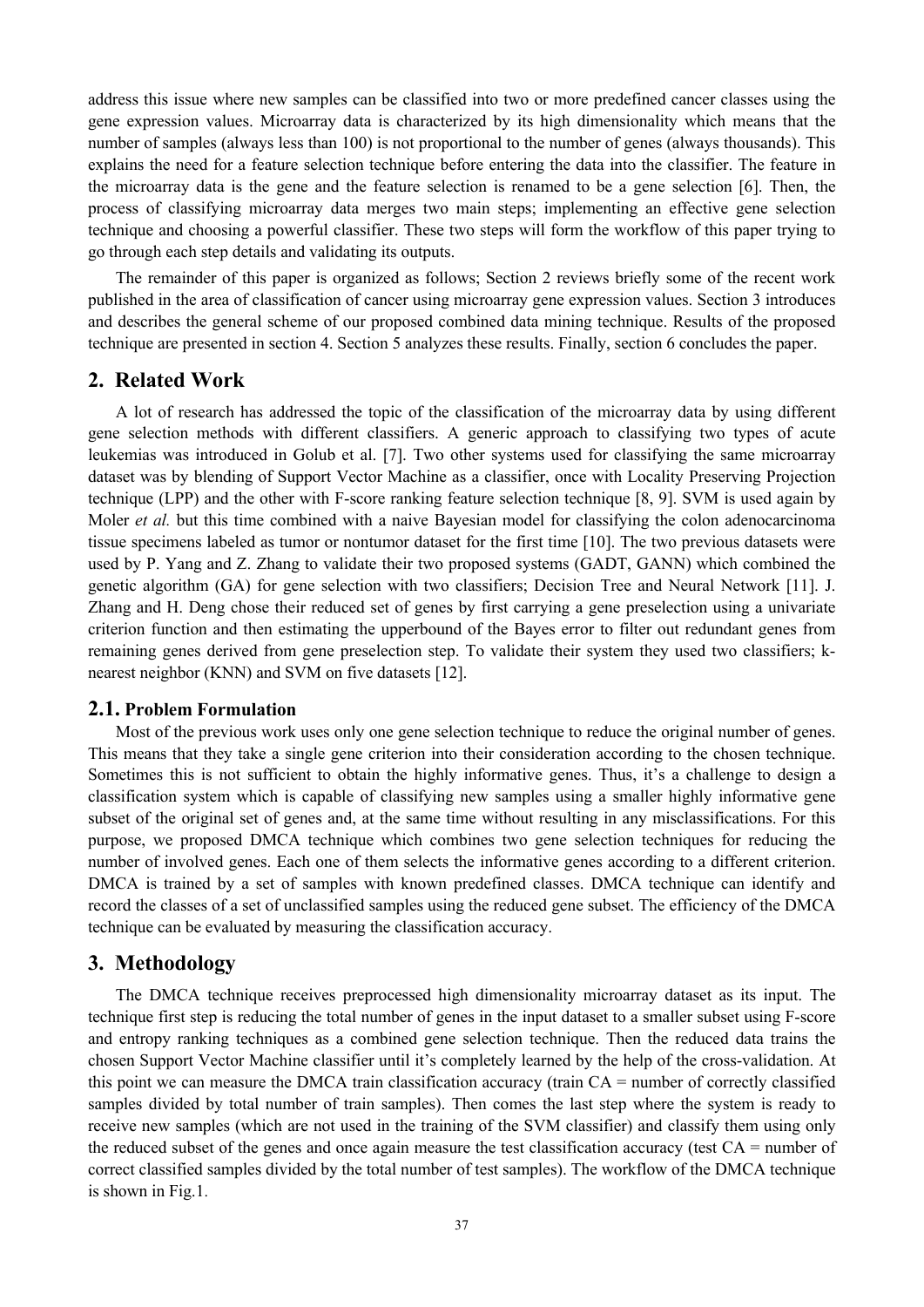address this issue where new samples can be classified into two or more predefined cancer classes using the gene expression values. Microarray data is characterized by its high dimensionality which means that the number of samples (always less than 100) is not proportional to the number of genes (always thousands). This explains the need for a feature selection technique before entering the data into the classifier. The feature in the microarray data is the gene and the feature selection is renamed to be a gene selection [6]. Then, the process of classifying microarray data merges two main steps; implementing an effective gene selection technique and choosing a powerful classifier. These two steps will form the workflow of this paper trying to go through each step details and validating its outputs.

The remainder of this paper is organized as follows; Section 2 reviews briefly some of the recent work published in the area of classification of cancer using microarray gene expression values. Section 3 introduces and describes the general scheme of our proposed combined data mining technique. Results of the proposed technique are presented in section 4. Section 5 analyzes these results. Finally, section 6 concludes the paper.

## 2. Related Work

A lot of research has addressed the topic of the classification of the microarray data by using different gene selection methods with different classifiers. A generic approach to classifying two types of acute leukemias was introduced in Golub et al. [7]. Two other systems used for classifying the same microarray dataset was by blending of Support Vector Machine as a classifier, once with Locality Preserving Projection technique (LPP) and the other with F-score ranking feature selection technique [8, 9]. SVM is used again by Moler *et al.* but this time combined with a naive Bayesian model for classifying the colon adenocarcinoma tissue specimens labeled as tumor or nontumor dataset for the first time [10]. The two previous datasets were used by P. Yang and Z. Zhang to validate their two proposed systems (GADT, GANN) which combined the genetic algorithm (GA) for gene selection with two classifiers; Decision Tree and Neural Network [11]. J. Zhang and H. Deng chose their reduced set of genes by first carrying a gene preselection using a univariate criterion function and then estimating the upperbound of the Bayes error to filter out redundant genes from remaining genes derived from gene preselection step. To validate their system they used two classifiers; k-nearest neighbor (KNN) and SVM on five datasets [12].

### 2.1. Problem Formulation

Most of the previous work uses only one gene selection technique to reduce the original number of genes. This means that they take a single gene criterion into their consideration according to the chosen technique. Sometimes this is not sufficient to obtain the highly informative genes. Thus, it's a challenge to design a classification system which is capable of classifying new samples using a smaller highly informative gene subset of the original set of genes and, at the same time without resulting in any misclassifications. For this purpose, we proposed DMCA technique which combines two gene selection techniques for reducing the number of involved genes. Each one of them selects the informative genes according to a different criterion. DMCA is trained by a set of samples with known predefined classes. DMCA technique can identify and record the classes of a set of unclassified samples using the reduced gene subset. The efficiency of the DMCA technique can be evaluated by measuring the classification accuracy.

## 3. Methodology

The DMCA technique receives preprocessed high dimensionality microarray dataset as its input. The technique first step is reducing the total number of genes in the input dataset to a smaller subset using F-score and entropy ranking techniques as a combined gene selection technique. Then the reduced data trains the chosen Support Vector Machine classifier until it's completely learned by the help of the cross-validation. At this point we can measure the DMCA train classification accuracy (train CA = number of correctly classified samples divided by total number of train samples). Then comes the last step where the system is ready to receive new samples (which are not used in the training of the SVM classifier) and classify them using only the reduced subset of the genes and once again measure the test classification accuracy (test CA = number of correct classified samples divided by the total number of test samples). The workflow of the DMCA technique is shown in Fig.1.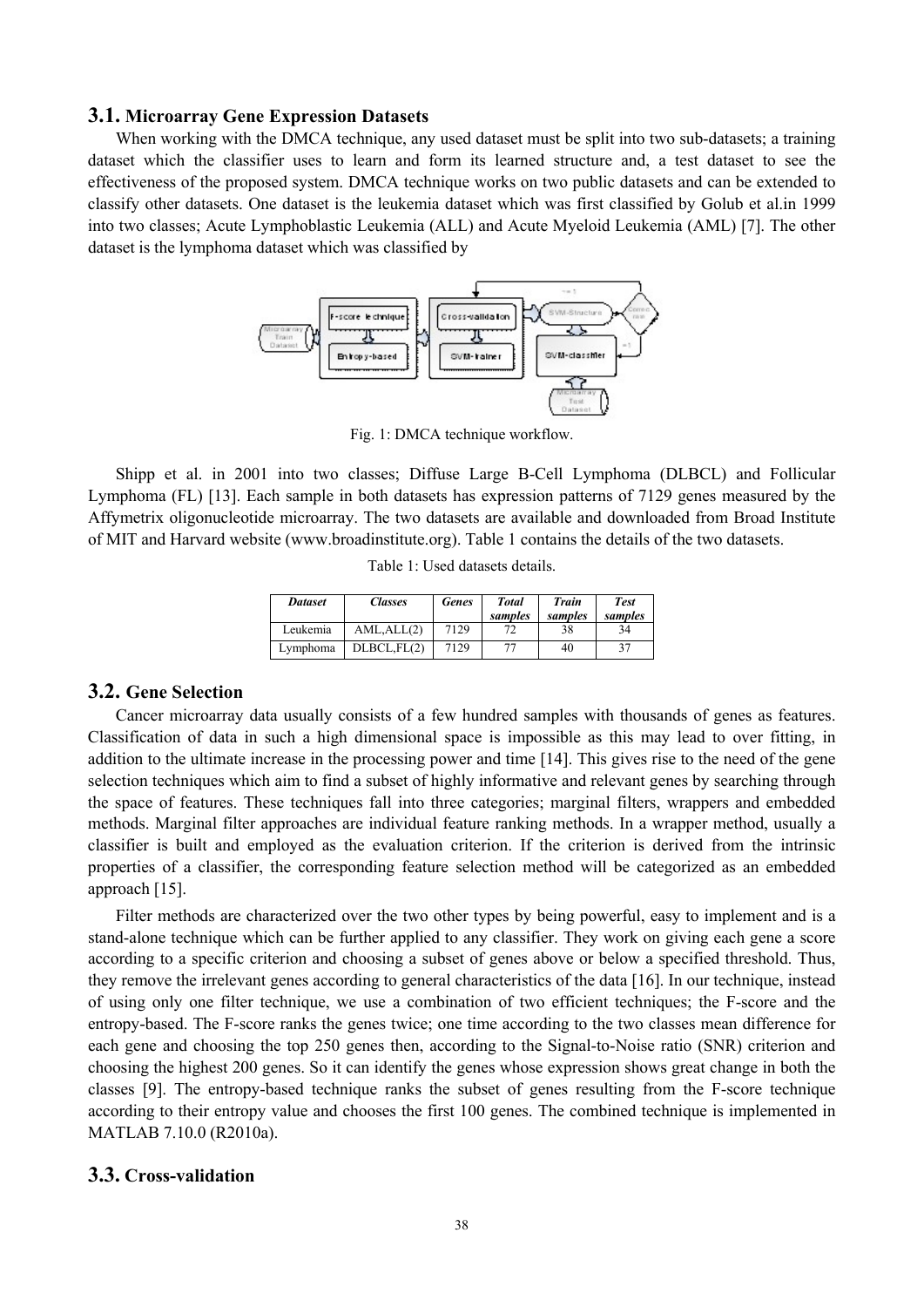### 3.1. Microarray Gene Expression Datasets

When working with the DMCA technique, any used dataset must be split into two sub-datasets; a training dataset which the classifier uses to learn and form its learned structure and, a test dataset to see the effectiveness of the proposed system. DMCA technique works on two public datasets and can be extended to classify other datasets. One dataset is the leukemia dataset which was first classified by Golub et al.in 1999 into two classes; Acute Lymphoblastic Leukemia (ALL) and Acute Myeloid Leukemia (AML) [7]. The other dataset is the lymphoma dataset which was classified by

Fig. 1: DMCA technique workflow.

Shipp et al. in 2001 into two classes; Diffuse Large B-Cell Lymphoma (DLBCL) and Follicular Lymphoma (FL) [13]. Each sample in both datasets has expression patterns of 7129 genes measured by the Affymetrix oligonucleotide microarray. The two datasets are available and downloaded from Broad Institute of MIT and Harvard website (www.broadinstitute.org). Table 1 contains the details of the two datasets.

Table 1: Used datasets details.

| *Dataset* | *Classes* | *Genes* | *Total samples* | *Train samples* | *Test samples* |
|---|---|---|---|---|---|
| Leukemia | AML,ALL(2) | 7129 | 72 | 38 | 34 |
| Lymphoma | DLBCL,FL(2) | 7129 | 77 | 40 | 37 |

### 3.2. Gene Selection

Cancer microarray data usually consists of a few hundred samples with thousands of genes as features. Classification of data in such a high dimensional space is impossible as this may lead to over fitting, in addition to the ultimate increase in the processing power and time [14]. This gives rise to the need of the gene selection techniques which aim to find a subset of highly informative and relevant genes by searching through the space of features. These techniques fall into three categories; marginal filters, wrappers and embedded methods. Marginal filter approaches are individual feature ranking methods. In a wrapper method, usually a classifier is built and employed as the evaluation criterion. If the criterion is derived from the intrinsic properties of a classifier, the corresponding feature selection method will be categorized as an embedded approach [15].

Filter methods are characterized over the two other types by being powerful, easy to implement and is a stand-alone technique which can be further applied to any classifier. They work on giving each gene a score according to a specific criterion and choosing a subset of genes above or below a specified threshold. Thus, they remove the irrelevant genes according to general characteristics of the data [16]. In our technique, instead of using only one filter technique, we use a combination of two efficient techniques; the F-score and the entropy-based. The F-score ranks the genes twice; one time according to the two classes mean difference for each gene and choosing the top 250 genes then, according to the Signal-to-Noise ratio (SNR) criterion and choosing the highest 200 genes. So it can identify the genes whose expression shows great change in both the classes [9]. The entropy-based technique ranks the subset of genes resulting from the F-score technique according to their entropy value and chooses the first 100 genes. The combined technique is implemented in MATLAB 7.10.0 (R2010a).

### 3.3. Cross-validation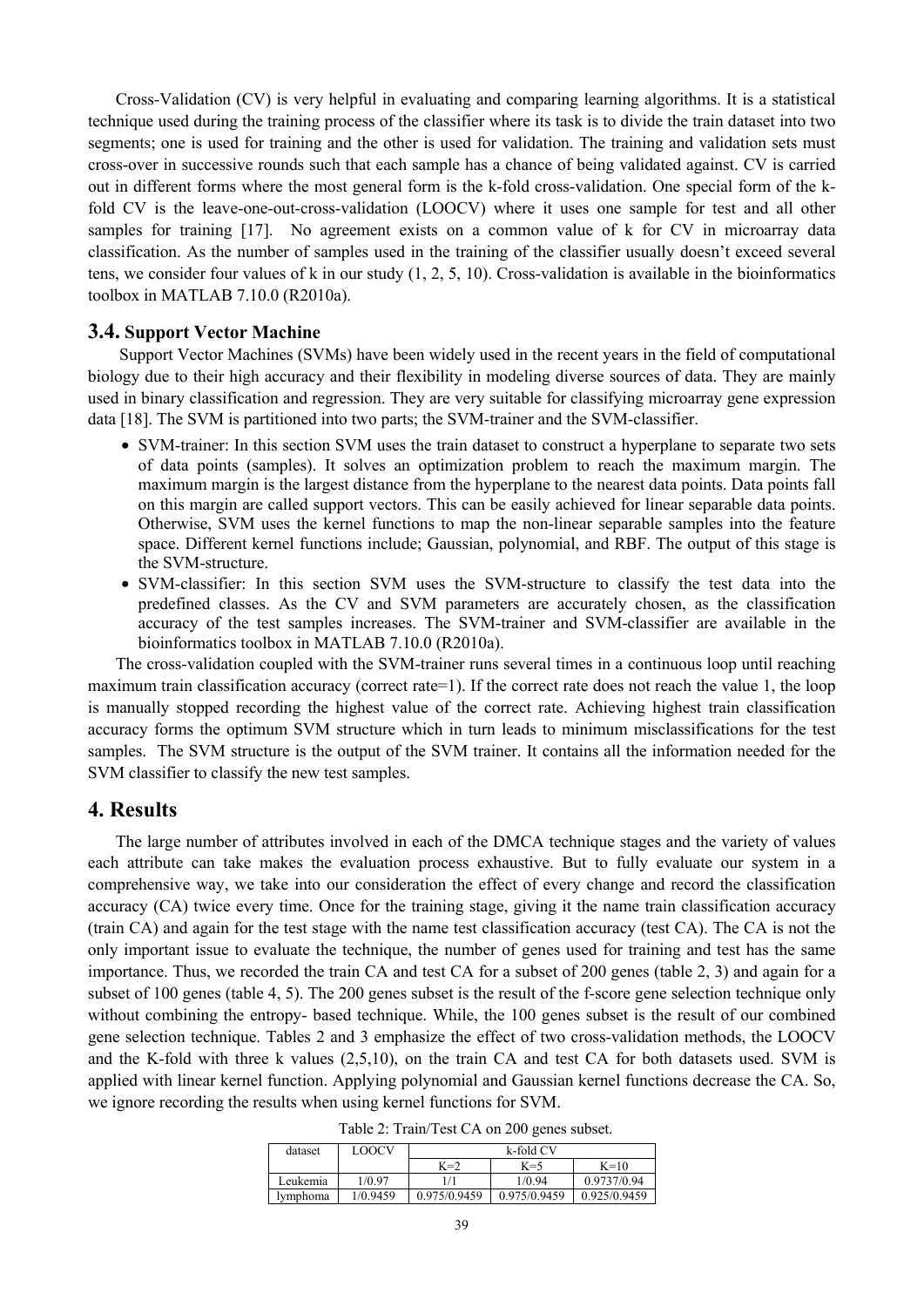Cross-Validation (CV) is very helpful in evaluating and comparing learning algorithms. It is a statistical technique used during the training process of the classifier where its task is to divide the train dataset into two segments; one is used for training and the other is used for validation. The training and validation sets must cross-over in successive rounds such that each sample has a chance of being validated against. CV is carried out in different forms where the most general form is the k-fold cross-validation. One special form of the k-fold CV is the leave-one-out-cross-validation (LOOCV) where it uses one sample for test and all other samples for training [17]. No agreement exists on a common value of k for CV in microarray data classification. As the number of samples used in the training of the classifier usually doesn't exceed several tens, we consider four values of k in our study (1, 2, 5, 10). Cross-validation is available in the bioinformatics toolbox in MATLAB 7.10.0 (R2010a).

### 3.4. Support Vector Machine

Support Vector Machines (SVMs) have been widely used in the recent years in the field of computational biology due to their high accuracy and their flexibility in modeling diverse sources of data. They are mainly used in binary classification and regression. They are very suitable for classifying microarray gene expression data [18]. The SVM is partitioned into two parts; the SVM-trainer and the SVM-classifier.

- SVM-trainer: In this section SVM uses the train dataset to construct a hyperplane to separate two sets of data points (samples). It solves an optimization problem to reach the maximum margin. The maximum margin is the largest distance from the hyperplane to the nearest data points. Data points fall on this margin are called support vectors. This can be easily achieved for linear separable data points. Otherwise, SVM uses the kernel functions to map the non-linear separable samples into the feature space. Different kernel functions include; Gaussian, polynomial, and RBF. The output of this stage is the SVM-structure.
- SVM-classifier: In this section SVM uses the SVM-structure to classify the test data into the predefined classes. As the CV and SVM parameters are accurately chosen, as the classification accuracy of the test samples increases. The SVM-trainer and SVM-classifier are available in the bioinformatics toolbox in MATLAB 7.10.0 (R2010a).

The cross-validation coupled with the SVM-trainer runs several times in a continuous loop until reaching maximum train classification accuracy (correct rate=1). If the correct rate does not reach the value 1, the loop is manually stopped recording the highest value of the correct rate. Achieving highest train classification accuracy forms the optimum SVM structure which in turn leads to minimum misclassifications for the test samples. The SVM structure is the output of the SVM trainer. It contains all the information needed for the SVM classifier to classify the new test samples.

## 4. Results

The large number of attributes involved in each of the DMCA technique stages and the variety of values each attribute can take makes the evaluation process exhaustive. But to fully evaluate our system in a comprehensive way, we take into our consideration the effect of every change and record the classification accuracy (CA) twice every time. Once for the training stage, giving it the name train classification accuracy (train CA) and again for the test stage with the name test classification accuracy (test CA). The CA is not the only important issue to evaluate the technique, the number of genes used for training and test has the same importance. Thus, we recorded the train CA and test CA for a subset of 200 genes (table 2, 3) and again for a subset of 100 genes (table 4, 5). The 200 genes subset is the result of the f-score gene selection technique only without combining the entropy- based technique. While, the 100 genes subset is the result of our combined gene selection technique. Tables 2 and 3 emphasize the effect of two cross-validation methods, the LOOCV and the K-fold with three k values (2,5,10), on the train CA and test CA for both datasets used. SVM is applied with linear kernel function. Applying polynomial and Gaussian kernel functions decrease the CA. So, we ignore recording the results when using kernel functions for SVM.

Table 2: Train/Test CA on 200 genes subset.

| dataset | LOOCV | k-fold CV | | |
|---|---|---|---|---|
| | | K=2 | K=5 | K=10 |
| Leukemia | 1/0.97 | 1/1 | 1/0.94 | 0.9737/0.94 |
| lymphoma | 1/0.9459 | 0.975/0.9459 | 0.975/0.9459 | 0.925/0.9459 |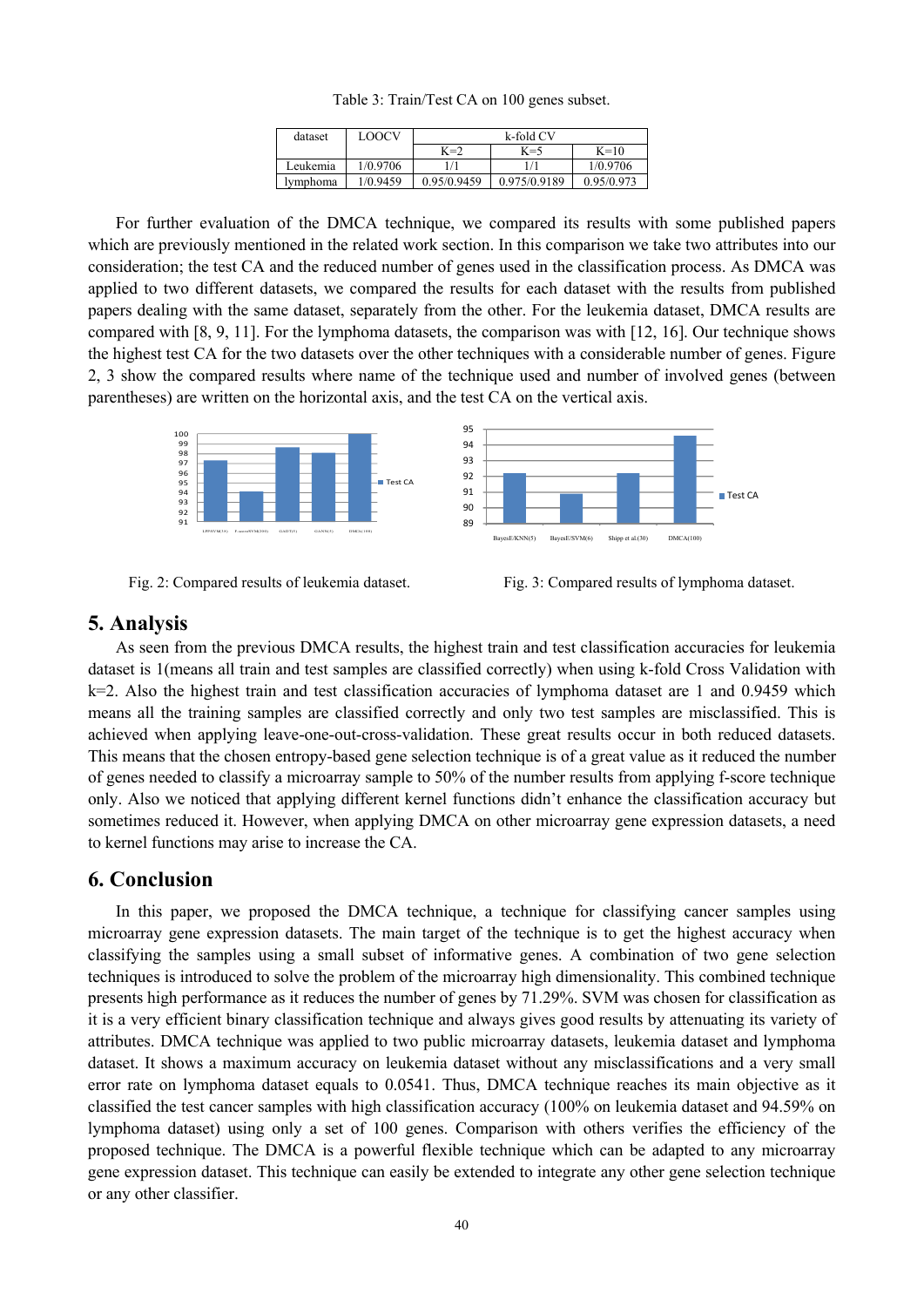Table 3: Train/Test CA on 100 genes subset.

| dataset | LOOCV | k-fold CV | | |
|---|---|---|---|---|
| | | K=2 | K=5 | K=10 |
| Leukemia | 1/0.9706 | 1/1 | 1/1 | 1/0.9706 |
| lymphoma | 1/0.9459 | 0.95/0.9459 | 0.975/0.9189 | 0.95/0.973 |

For further evaluation of the DMCA technique, we compared its results with some published papers which are previously mentioned in the related work section. In this comparison we take two attributes into our consideration; the test CA and the reduced number of genes used in the classification process. As DMCA was applied to two different datasets, we compared the results for each dataset with the results from published papers dealing with the same dataset, separately from the other. For the leukemia dataset, DMCA results are compared with [8, 9, 11]. For the lymphoma datasets, the comparison was with [12, 16]. Our technique shows the highest test CA for the two datasets over the other techniques with a considerable number of genes. Figure 2, 3 show the compared results where name of the technique used and number of involved genes (between parentheses) are written on the horizontal axis, and the test CA on the vertical axis.

Fig. 2: Compared results of leukemia dataset.

Fig. 3: Compared results of lymphoma dataset.

## 5. Analysis

As seen from the previous DMCA results, the highest train and test classification accuracies for leukemia dataset is 1(means all train and test samples are classified correctly) when using k-fold Cross Validation with k=2. Also the highest train and test classification accuracies of lymphoma dataset are 1 and 0.9459 which means all the training samples are classified correctly and only two test samples are misclassified. This is achieved when applying leave-one-out-cross-validation. These great results occur in both reduced datasets. This means that the chosen entropy-based gene selection technique is of a great value as it reduced the number of genes needed to classify a microarray sample to 50% of the number results from applying f-score technique only. Also we noticed that applying different kernel functions didn't enhance the classification accuracy but sometimes reduced it. However, when applying DMCA on other microarray gene expression datasets, a need to kernel functions may arise to increase the CA.

## 6. Conclusion

In this paper, we proposed the DMCA technique, a technique for classifying cancer samples using microarray gene expression datasets. The main target of the technique is to get the highest accuracy when classifying the samples using a small subset of informative genes. A combination of two gene selection techniques is introduced to solve the problem of the microarray high dimensionality. This combined technique presents high performance as it reduces the number of genes by 71.29%. SVM was chosen for classification as it is a very efficient binary classification technique and always gives good results by attenuating its variety of attributes. DMCA technique was applied to two public microarray datasets, leukemia dataset and lymphoma dataset. It shows a maximum accuracy on leukemia dataset without any misclassifications and a very small error rate on lymphoma dataset equals to 0.0541. Thus, DMCA technique reaches its main objective as it classified the test cancer samples with high classification accuracy (100% on leukemia dataset and 94.59% on lymphoma dataset) using only a set of 100 genes. Comparison with others verifies the efficiency of the proposed technique. The DMCA is a powerful flexible technique which can be adapted to any microarray gene expression dataset. This technique can easily be extended to integrate any other gene selection technique or any other classifier.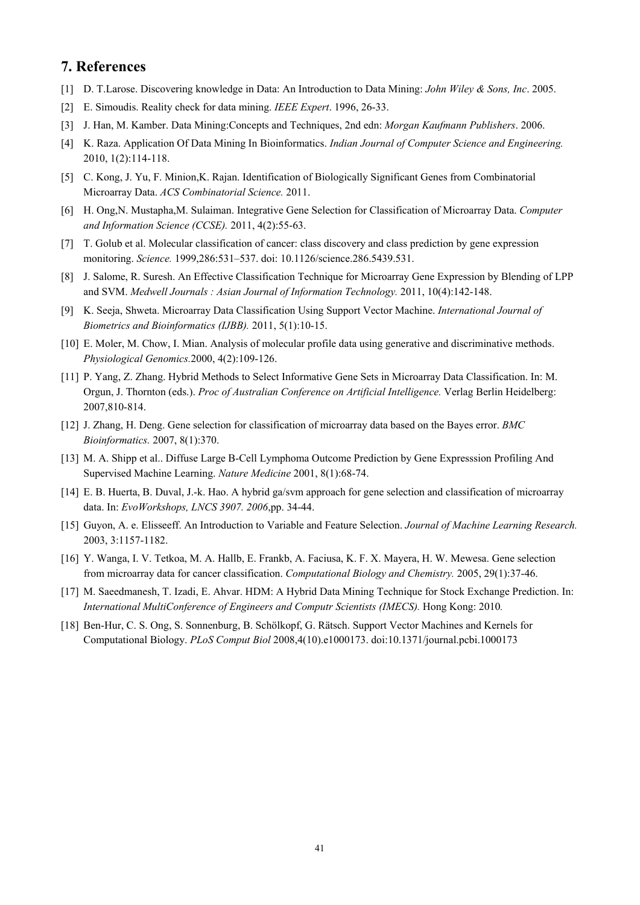## 7. References

[1] D. T.Larose. Discovering knowledge in Data: An Introduction to Data Mining: *John Wiley & Sons, Inc*. 2005.

[2] E. Simoudis. Reality check for data mining. *IEEE Expert*. 1996, 26-33.

[3] J. Han, M. Kamber. Data Mining:Concepts and Techniques, 2nd edn: *Morgan Kaufmann Publishers*. 2006.

[4] K. Raza. Application Of Data Mining In Bioinformatics. *Indian Journal of Computer Science and Engineering.* 2010, 1(2):114-118.

[5] C. Kong, J. Yu, F. Minion,K. Rajan. Identification of Biologically Significant Genes from Combinatorial Microarray Data. *ACS Combinatorial Science.* 2011.

[6] H. Ong,N. Mustapha,M. Sulaiman. Integrative Gene Selection for Classification of Microarray Data. *Computer and Information Science (CCSE).* 2011, 4(2):55-63.

[7] T. Golub et al. Molecular classification of cancer: class discovery and class prediction by gene expression monitoring. *Science.* 1999,286:531–537. doi: 10.1126/science.286.5439.531.

[8] J. Salome, R. Suresh. An Effective Classification Technique for Microarray Gene Expression by Blending of LPP and SVM. *Medwell Journals : Asian Journal of Information Technology.* 2011, 10(4):142-148.

[9] K. Seeja, Shweta. Microarray Data Classification Using Support Vector Machine. *International Journal of Biometrics and Bioinformatics (IJBB).* 2011, 5(1):10-15.

[10] E. Moler, M. Chow, I. Mian. Analysis of molecular profile data using generative and discriminative methods. *Physiological Genomics.*2000, 4(2):109-126.

[11] P. Yang, Z. Zhang. Hybrid Methods to Select Informative Gene Sets in Microarray Data Classification. In: M. Orgun, J. Thornton (eds.). *Proc of Australian Conference on Artificial Intelligence.* Verlag Berlin Heidelberg: 2007,810-814.

[12] J. Zhang, H. Deng. Gene selection for classification of microarray data based on the Bayes error. *BMC Bioinformatics.* 2007, 8(1):370.

[13] M. A. Shipp et al.. Diffuse Large B-Cell Lymphoma Outcome Prediction by Gene Expresssion Profiling And Supervised Machine Learning. *Nature Medicine* 2001, 8(1):68-74.

[14] E. B. Huerta, B. Duval, J.-k. Hao. A hybrid ga/svm approach for gene selection and classification of microarray data. In: *EvoWorkshops, LNCS 3907. 2006*,pp. 34-44.

[15] Guyon, A. e. Elisseeff. An Introduction to Variable and Feature Selection. *Journal of Machine Learning Research.* 2003, 3:1157-1182.

[16] Y. Wanga, I. V. Tetkoa, M. A. Hallb, E. Frankb, A. Faciusa, K. F. X. Mayera, H. W. Mewesa. Gene selection from microarray data for cancer classification. *Computational Biology and Chemistry.* 2005, 29(1):37-46.

[17] M. Saeedmanesh, T. Izadi, E. Ahvar. HDM: A Hybrid Data Mining Technique for Stock Exchange Prediction. In: *International MultiConference of Engineers and Computr Scientists (IMECS).* Hong Kong: 2010*.*

[18] Ben-Hur, C. S. Ong, S. Sonnenburg, B. Schölkopf, G. Rätsch. Support Vector Machines and Kernels for Computational Biology. *PLoS Comput Biol* 2008,4(10).e1000173. doi:10.1371/journal.pcbi.1000173